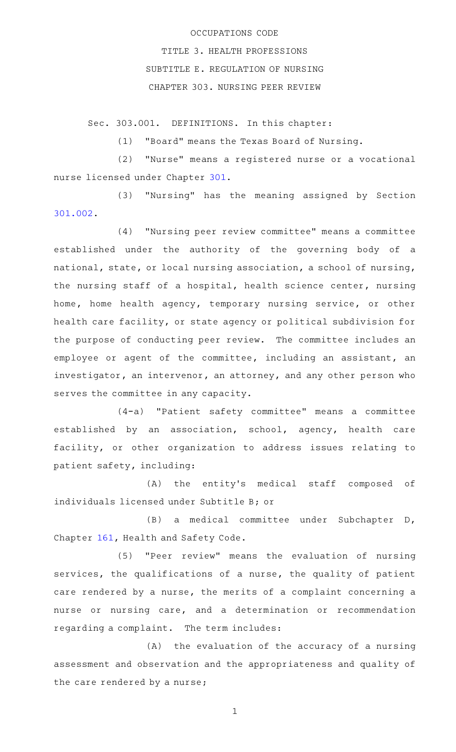OCCUPATIONS CODE

TITLE 3. HEALTH PROFESSIONS

SUBTITLE E. REGULATION OF NURSING

CHAPTER 303. NURSING PEER REVIEW

Sec. 303.001. DEFINITIONS. In this chapter:

(1) "Board" means the Texas Board of Nursing.

(2) "Nurse" means a registered nurse or a vocational nurse licensed under Chapter 301.

(3) "Nursing" has the meaning assigned by Section 301.002.

(4) "Nursing peer review committee" means a committee established under the authority of the governing body of a national, state, or local nursing association, a school of nursing, the nursing staff of a hospital, health science center, nursing home, home health agency, temporary nursing service, or other health care facility, or state agency or political subdivision for the purpose of conducting peer review. The committee includes an employee or agent of the committee, including an assistant, an investigator, an intervenor, an attorney, and any other person who serves the committee in any capacity.

(4-a) "Patient safety committee" means a committee established by an association, school, agency, health care facility, or other organization to address issues relating to patient safety, including:

(A) the entity's medical staff composed of individuals licensed under Subtitle B; or

(B) a medical committee under Subchapter D, Chapter 161, Health and Safety Code.

(5) "Peer review" means the evaluation of nursing services, the qualifications of a nurse, the quality of patient care rendered by a nurse, the merits of a complaint concerning a nurse or nursing care, and a determination or recommendation regarding a complaint. The term includes:

(A) the evaluation of the accuracy of a nursing assessment and observation and the appropriateness and quality of the care rendered by a nurse;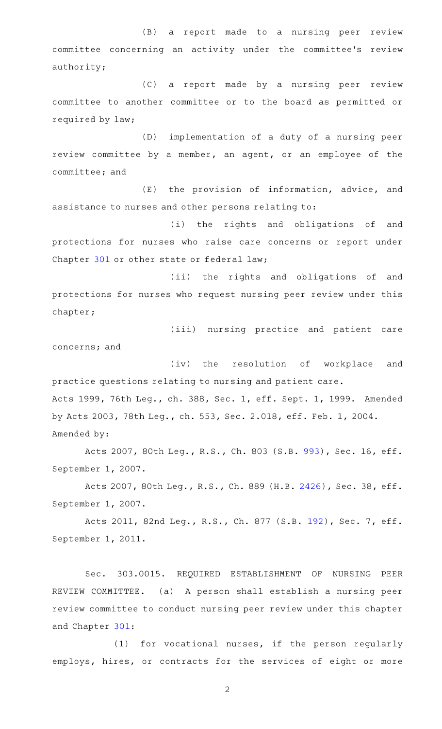(B) a report made to a nursing peer review committee concerning an activity under the committee's review authority;

(C) a report made by a nursing peer review committee to another committee or to the board as permitted or required by law;

(D) implementation of a duty of a nursing peer review committee by a member, an agent, or an employee of the committee; and

(E) the provision of information, advice, and assistance to nurses and other persons relating to:

(i) the rights and obligations of and protections for nurses who raise care concerns or report under Chapter 301 or other state or federal law;

(ii) the rights and obligations of and protections for nurses who request nursing peer review under this chapter;

(iii) nursing practice and patient care concerns; and

(iv) the resolution of workplace and practice questions relating to nursing and patient care.

Acts 1999, 76th Leg., ch. 388, Sec. 1, eff. Sept. 1, 1999. Amended by Acts 2003, 78th Leg., ch. 553, Sec. 2.018, eff. Feb. 1, 2004.

Amended by:

Acts 2007, 80th Leg., R.S., Ch. 803 (S.B. 993), Sec. 16, eff. September 1, 2007.

Acts 2007, 80th Leg., R.S., Ch. 889 (H.B. 2426), Sec. 38, eff. September 1, 2007.

Acts 2011, 82nd Leg., R.S., Ch. 877 (S.B. 192), Sec. 7, eff. September 1, 2011.

Sec. 303.0015. REQUIRED ESTABLISHMENT OF NURSING PEER REVIEW COMMITTEE. (a) A person shall establish a nursing peer review committee to conduct nursing peer review under this chapter and Chapter 301:

(1) for vocational nurses, if the person regularly employs, hires, or contracts for the services of eight or more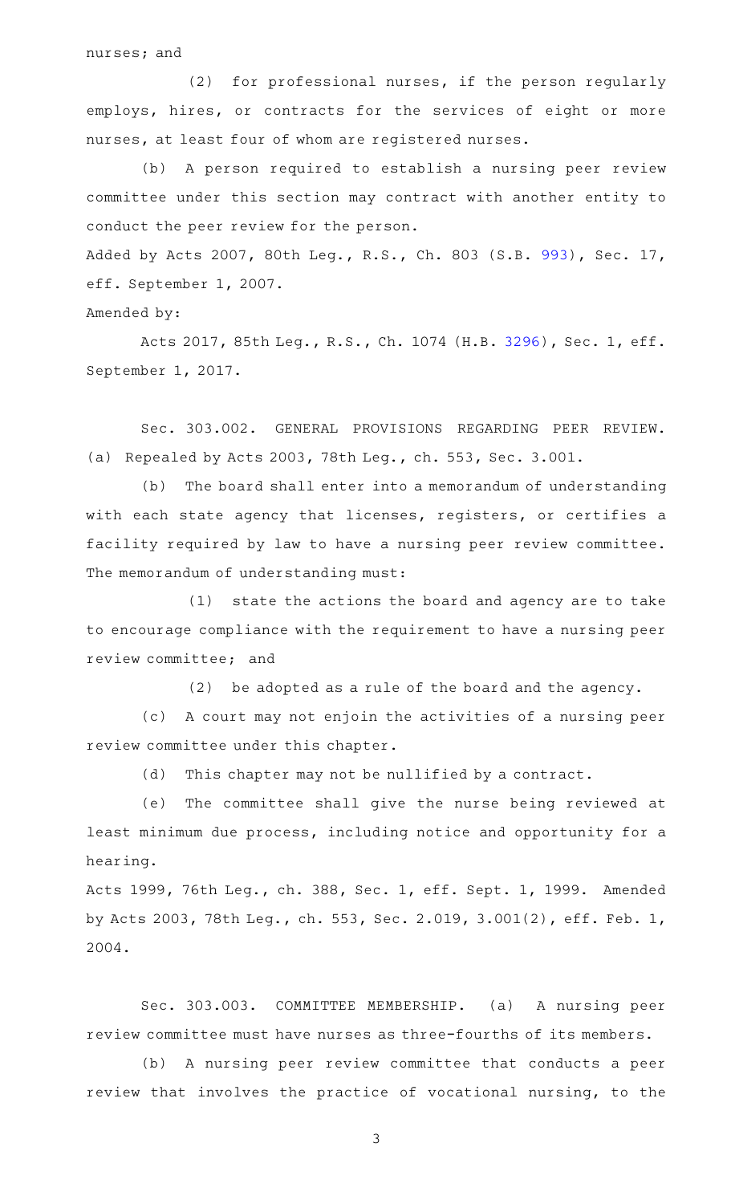nurses; and

(2) for professional nurses, if the person regularly employs, hires, or contracts for the services of eight or more nurses, at least four of whom are registered nurses.

(b) A person required to establish a nursing peer review committee under this section may contract with another entity to conduct the peer review for the person.

Added by Acts 2007, 80th Leg., R.S., Ch. 803 (S.B. 993), Sec. 17, eff. September 1, 2007.

Amended by:

Acts 2017, 85th Leg., R.S., Ch. 1074 (H.B. 3296), Sec. 1, eff. September 1, 2017.

Sec. 303.002. GENERAL PROVISIONS REGARDING PEER REVIEW. (a) Repealed by Acts 2003, 78th Leg., ch. 553, Sec. 3.001.

(b) The board shall enter into a memorandum of understanding with each state agency that licenses, registers, or certifies a facility required by law to have a nursing peer review committee. The memorandum of understanding must:

(1) state the actions the board and agency are to take to encourage compliance with the requirement to have a nursing peer review committee; and

(2) be adopted as a rule of the board and the agency.

(c) A court may not enjoin the activities of a nursing peer review committee under this chapter.

(d) This chapter may not be nullified by a contract.

(e) The committee shall give the nurse being reviewed at least minimum due process, including notice and opportunity for a hearing.

Acts 1999, 76th Leg., ch. 388, Sec. 1, eff. Sept. 1, 1999. Amended by Acts 2003, 78th Leg., ch. 553, Sec. 2.019, 3.001(2), eff. Feb. 1, 2004.

Sec. 303.003. COMMITTEE MEMBERSHIP. (a) A nursing peer review committee must have nurses as three-fourths of its members.

(b) A nursing peer review committee that conducts a peer review that involves the practice of vocational nursing, to the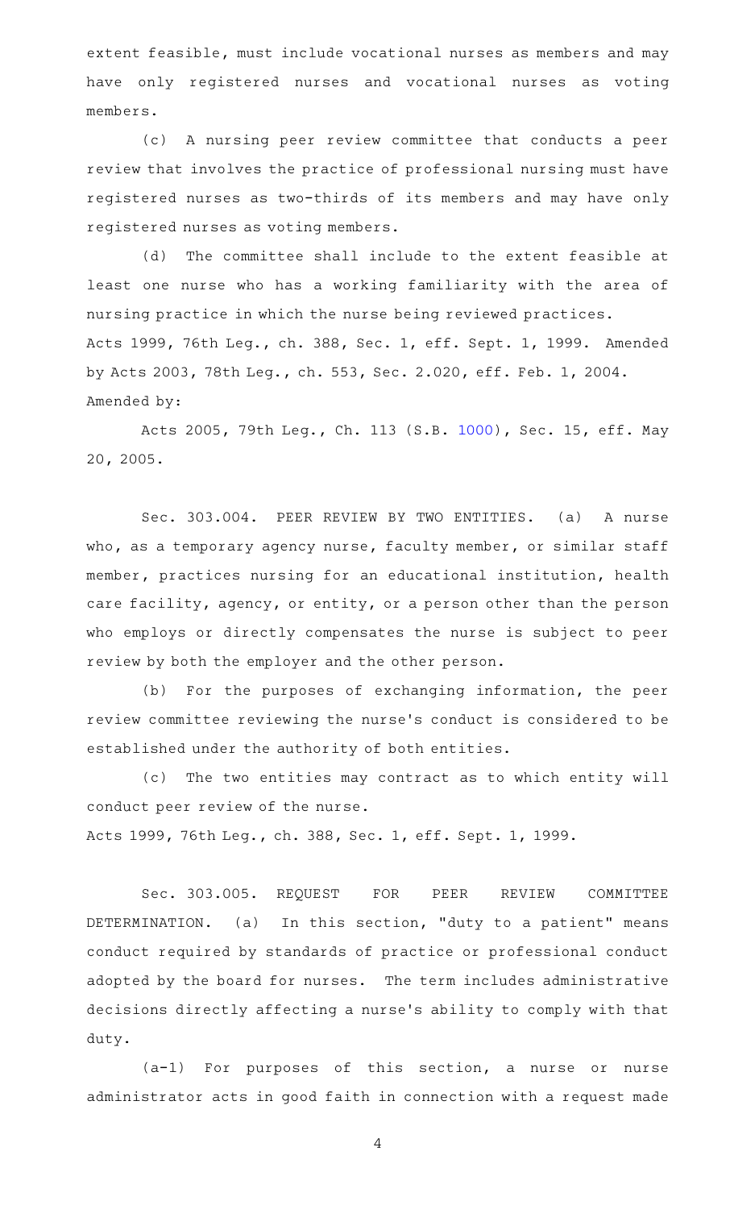extent feasible, must include vocational nurses as members and may have only registered nurses and vocational nurses as voting members.

(c) A nursing peer review committee that conducts a peer review that involves the practice of professional nursing must have registered nurses as two-thirds of its members and may have only registered nurses as voting members.

(d) The committee shall include to the extent feasible at least one nurse who has a working familiarity with the area of nursing practice in which the nurse being reviewed practices.

Acts 1999, 76th Leg., ch. 388, Sec. 1, eff. Sept. 1, 1999. Amended by Acts 2003, 78th Leg., ch. 553, Sec. 2.020, eff. Feb. 1, 2004.

Amended by:

Acts 2005, 79th Leg., Ch. 113 (S.B. 1000), Sec. 15, eff. May 20, 2005.

Sec. 303.004. PEER REVIEW BY TWO ENTITIES. (a) A nurse who, as a temporary agency nurse, faculty member, or similar staff member, practices nursing for an educational institution, health care facility, agency, or entity, or a person other than the person who employs or directly compensates the nurse is subject to peer review by both the employer and the other person.

(b) For the purposes of exchanging information, the peer review committee reviewing the nurse's conduct is considered to be established under the authority of both entities.

(c) The two entities may contract as to which entity will conduct peer review of the nurse.

Acts 1999, 76th Leg., ch. 388, Sec. 1, eff. Sept. 1, 1999.

Sec. 303.005. REQUEST FOR PEER REVIEW COMMITTEE DETERMINATION. (a) In this section, "duty to a patient" means conduct required by standards of practice or professional conduct adopted by the board for nurses. The term includes administrative decisions directly affecting a nurse's ability to comply with that duty.

(a-1) For purposes of this section, a nurse or nurse administrator acts in good faith in connection with a request made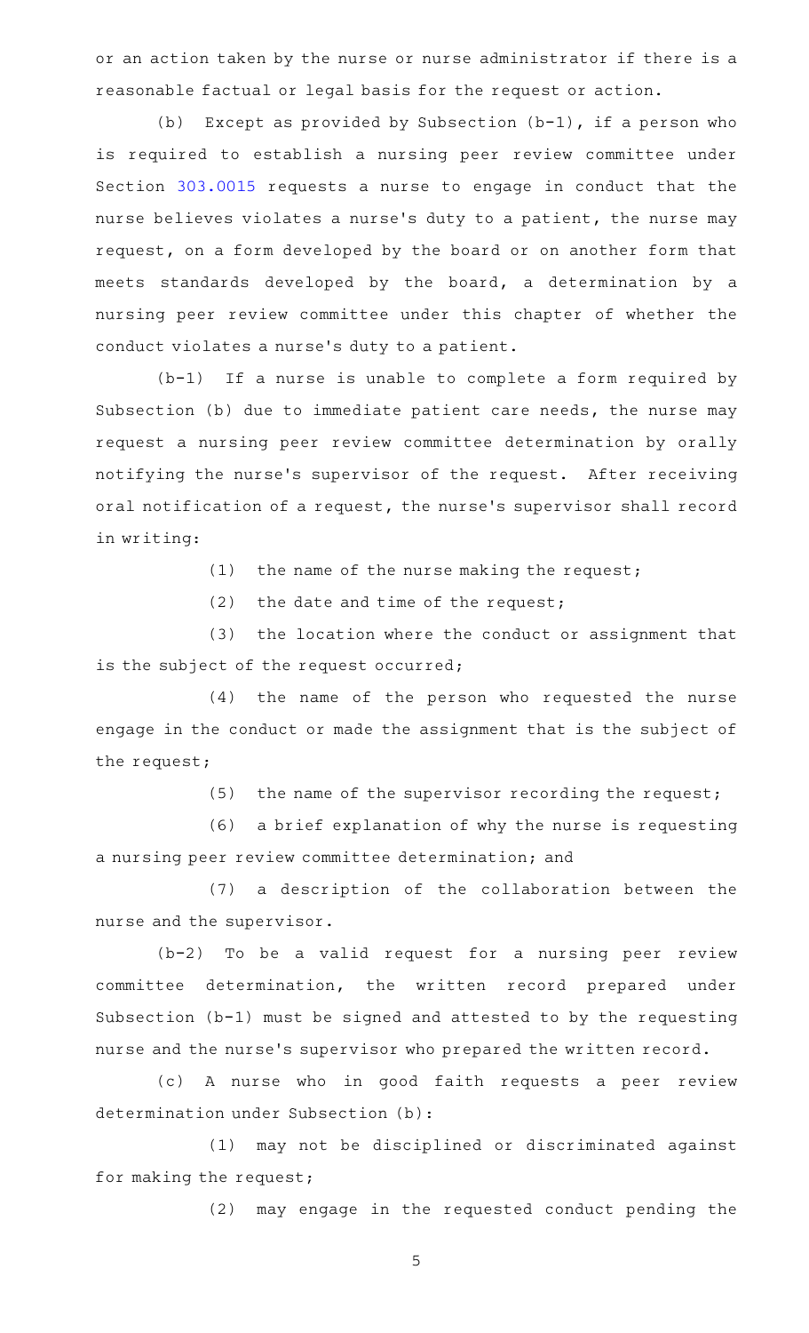or an action taken by the nurse or nurse administrator if there is a reasonable factual or legal basis for the request or action.

(b) Except as provided by Subsection (b-1), if a person who is required to establish a nursing peer review committee under Section 303.0015 requests a nurse to engage in conduct that the nurse believes violates a nurse's duty to a patient, the nurse may request, on a form developed by the board or on another form that meets standards developed by the board, a determination by a nursing peer review committee under this chapter of whether the conduct violates a nurse's duty to a patient.

(b-1) If a nurse is unable to complete a form required by Subsection (b) due to immediate patient care needs, the nurse may request a nursing peer review committee determination by orally notifying the nurse's supervisor of the request. After receiving oral notification of a request, the nurse's supervisor shall record in writing:

(1) the name of the nurse making the request;

(2) the date and time of the request;

(3) the location where the conduct or assignment that is the subject of the request occurred;

(4) the name of the person who requested the nurse engage in the conduct or made the assignment that is the subject of the request;

(5) the name of the supervisor recording the request;

(6) a brief explanation of why the nurse is requesting a nursing peer review committee determination; and

(7) a description of the collaboration between the nurse and the supervisor.

(b-2) To be a valid request for a nursing peer review committee determination, the written record prepared under Subsection (b-1) must be signed and attested to by the requesting nurse and the nurse's supervisor who prepared the written record.

(c) A nurse who in good faith requests a peer review determination under Subsection (b):

(1) may not be disciplined or discriminated against for making the request;

(2) may engage in the requested conduct pending the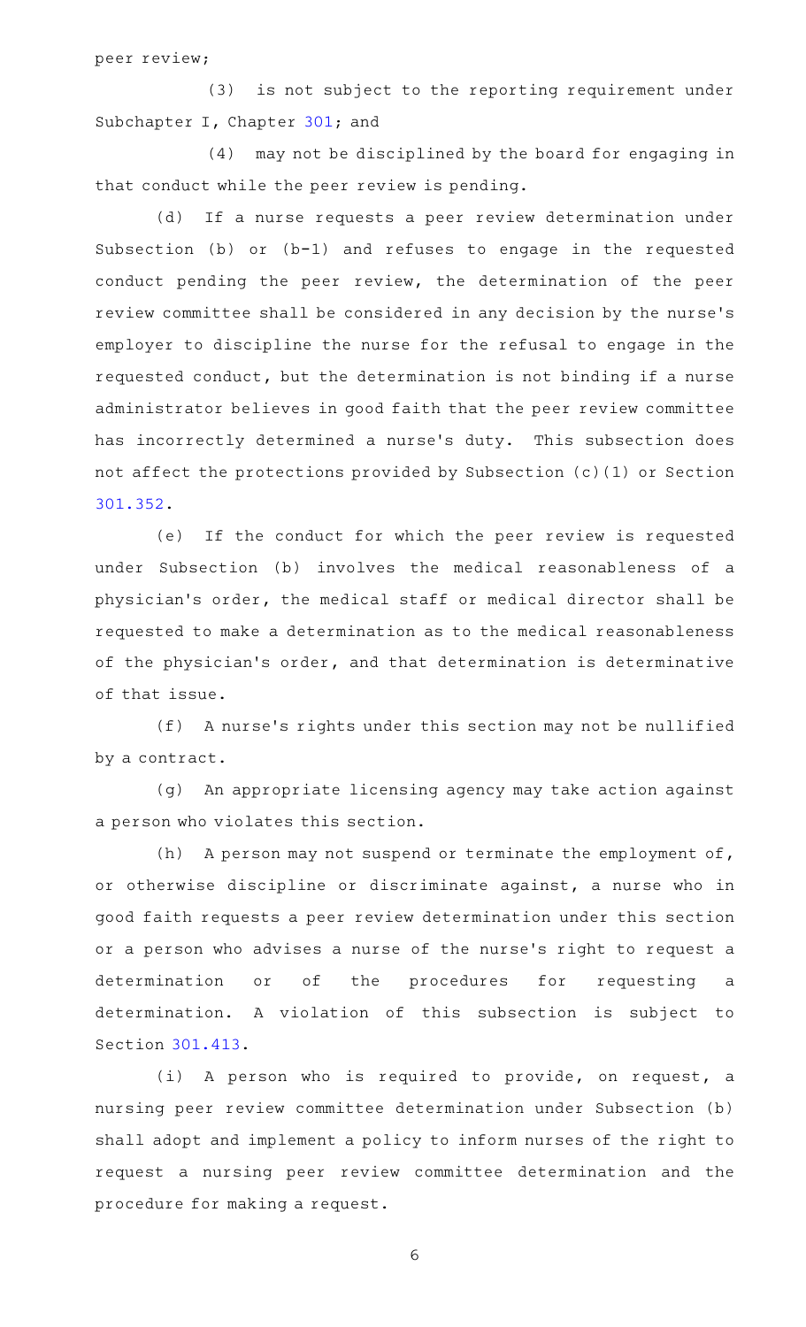peer review;

(3) is not subject to the reporting requirement under Subchapter I, Chapter 301; and

(4) may not be disciplined by the board for engaging in that conduct while the peer review is pending.

(d) If a nurse requests a peer review determination under Subsection (b) or (b-1) and refuses to engage in the requested conduct pending the peer review, the determination of the peer review committee shall be considered in any decision by the nurse's employer to discipline the nurse for the refusal to engage in the requested conduct, but the determination is not binding if a nurse administrator believes in good faith that the peer review committee has incorrectly determined a nurse's duty. This subsection does not affect the protections provided by Subsection (c)(1) or Section 301.352.

(e) If the conduct for which the peer review is requested under Subsection (b) involves the medical reasonableness of a physician's order, the medical staff or medical director shall be requested to make a determination as to the medical reasonableness of the physician's order, and that determination is determinative of that issue.

(f) A nurse's rights under this section may not be nullified by a contract.

(g) An appropriate licensing agency may take action against a person who violates this section.

(h) A person may not suspend or terminate the employment of, or otherwise discipline or discriminate against, a nurse who in good faith requests a peer review determination under this section or a person who advises a nurse of the nurse's right to request a determination or of the procedures for requesting a determination. A violation of this subsection is subject to Section 301.413.

(i) A person who is required to provide, on request, a nursing peer review committee determination under Subsection (b) shall adopt and implement a policy to inform nurses of the right to request a nursing peer review committee determination and the procedure for making a request.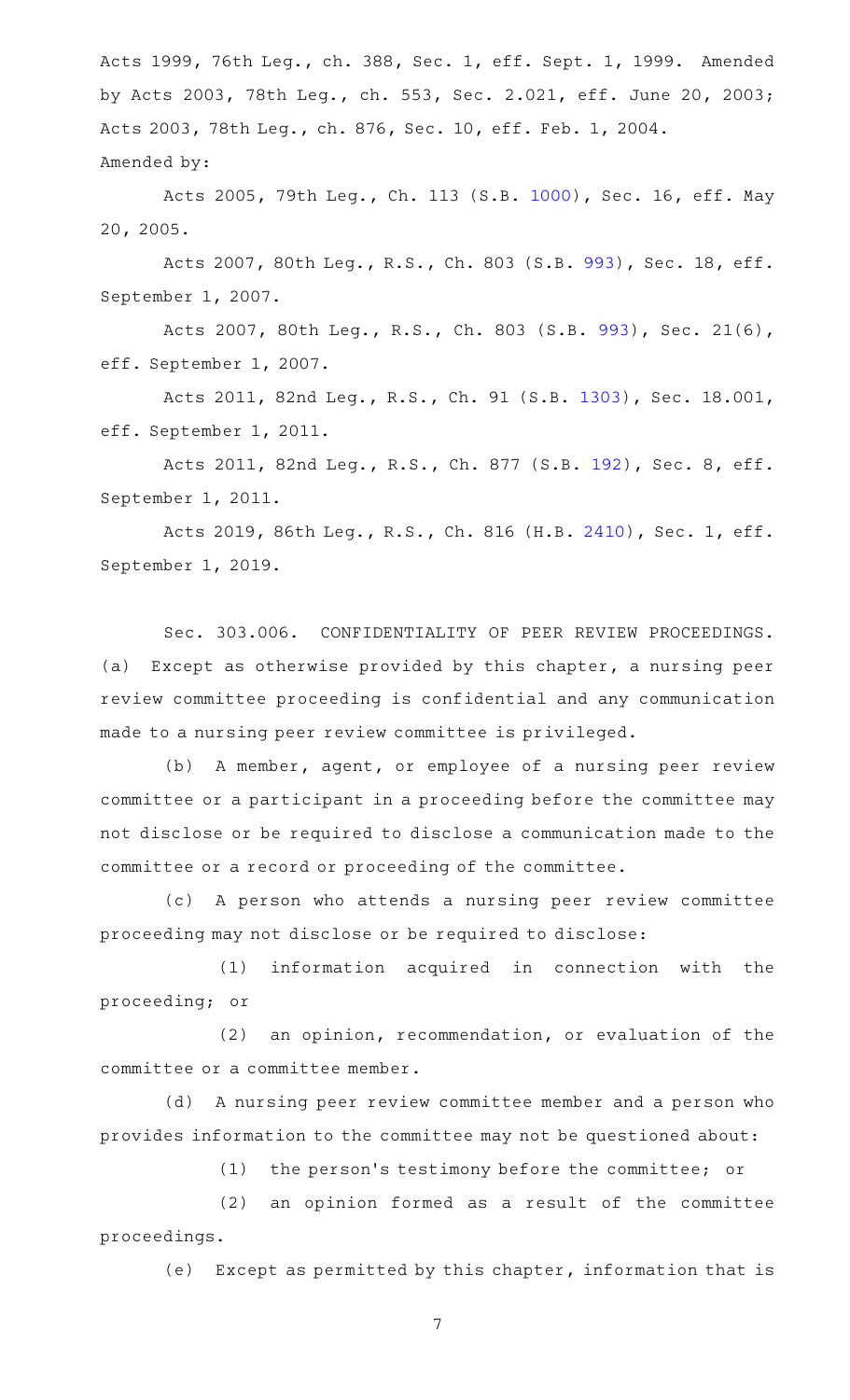Acts 1999, 76th Leg., ch. 388, Sec. 1, eff. Sept. 1, 1999. Amended by Acts 2003, 78th Leg., ch. 553, Sec. 2.021, eff. June 20, 2003; Acts 2003, 78th Leg., ch. 876, Sec. 10, eff. Feb. 1, 2004.

Amended by:

Acts 2005, 79th Leg., Ch. 113 (S.B. 1000), Sec. 16, eff. May 20, 2005.

Acts 2007, 80th Leg., R.S., Ch. 803 (S.B. 993), Sec. 18, eff. September 1, 2007.

Acts 2007, 80th Leg., R.S., Ch. 803 (S.B. 993), Sec. 21(6), eff. September 1, 2007.

Acts 2011, 82nd Leg., R.S., Ch. 91 (S.B. 1303), Sec. 18.001, eff. September 1, 2011.

Acts 2011, 82nd Leg., R.S., Ch. 877 (S.B. 192), Sec. 8, eff. September 1, 2011.

Acts 2019, 86th Leg., R.S., Ch. 816 (H.B. 2410), Sec. 1, eff. September 1, 2019.

Sec. 303.006. CONFIDENTIALITY OF PEER REVIEW PROCEEDINGS. (a) Except as otherwise provided by this chapter, a nursing peer review committee proceeding is confidential and any communication made to a nursing peer review committee is privileged.

(b) A member, agent, or employee of a nursing peer review committee or a participant in a proceeding before the committee may not disclose or be required to disclose a communication made to the committee or a record or proceeding of the committee.

(c) A person who attends a nursing peer review committee proceeding may not disclose or be required to disclose:

(1) information acquired in connection with the proceeding; or

(2) an opinion, recommendation, or evaluation of the committee or a committee member.

(d) A nursing peer review committee member and a person who provides information to the committee may not be questioned about:

(1) the person's testimony before the committee; or

(2) an opinion formed as a result of the committee proceedings.

(e) Except as permitted by this chapter, information that is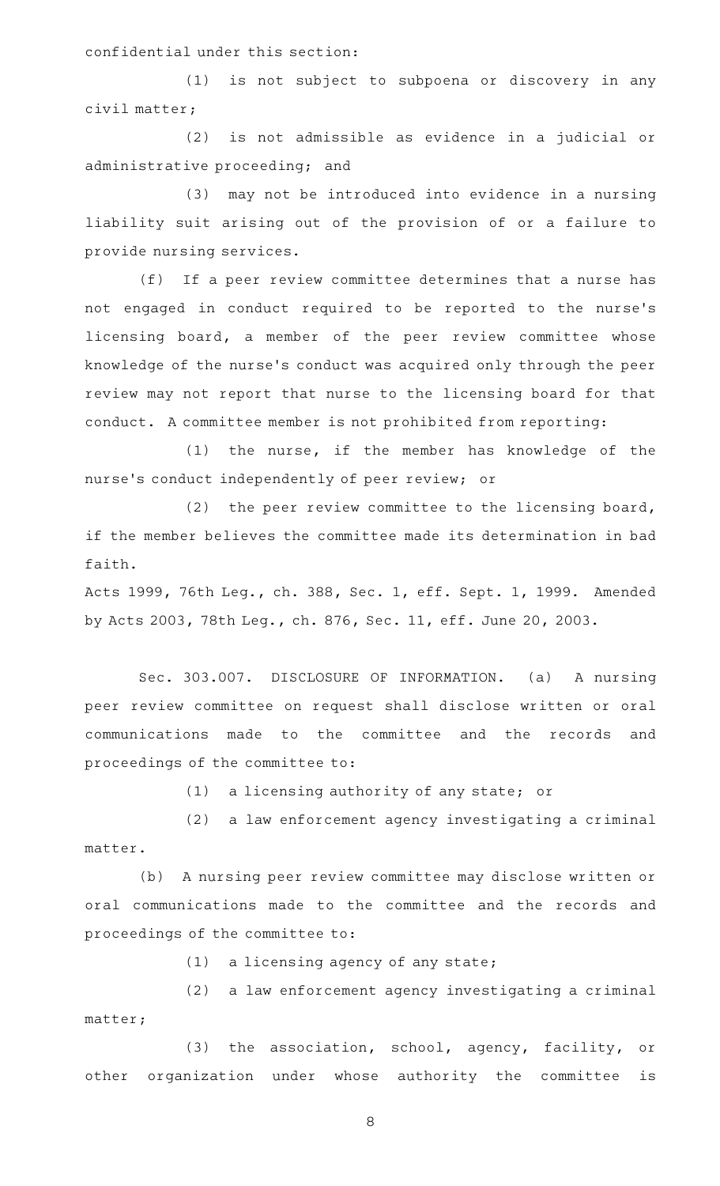confidential under this section:

(1) is not subject to subpoena or discovery in any civil matter;

(2) is not admissible as evidence in a judicial or administrative proceeding; and

(3) may not be introduced into evidence in a nursing liability suit arising out of the provision of or a failure to provide nursing services.

(f) If a peer review committee determines that a nurse has not engaged in conduct required to be reported to the nurse's licensing board, a member of the peer review committee whose knowledge of the nurse's conduct was acquired only through the peer review may not report that nurse to the licensing board for that conduct. A committee member is not prohibited from reporting:

(1) the nurse, if the member has knowledge of the nurse's conduct independently of peer review; or

(2) the peer review committee to the licensing board, if the member believes the committee made its determination in bad faith.

Acts 1999, 76th Leg., ch. 388, Sec. 1, eff. Sept. 1, 1999. Amended by Acts 2003, 78th Leg., ch. 876, Sec. 11, eff. June 20, 2003.

Sec. 303.007. DISCLOSURE OF INFORMATION. (a) A nursing peer review committee on request shall disclose written or oral communications made to the committee and the records and proceedings of the committee to:

(1) a licensing authority of any state; or

(2) a law enforcement agency investigating a criminal matter.

(b) A nursing peer review committee may disclose written or oral communications made to the committee and the records and proceedings of the committee to:

(1) a licensing agency of any state;

(2) a law enforcement agency investigating a criminal matter;

(3) the association, school, agency, facility, or other organization under whose authority the committee is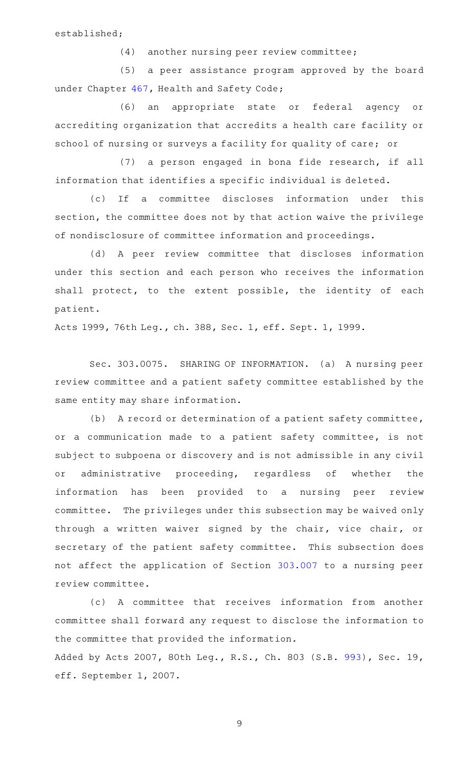established;

(4) another nursing peer review committee;

(5) a peer assistance program approved by the board under Chapter 467, Health and Safety Code;

(6) an appropriate state or federal agency or accrediting organization that accredits a health care facility or school of nursing or surveys a facility for quality of care; or

(7) a person engaged in bona fide research, if all information that identifies a specific individual is deleted.

(c) If a committee discloses information under this section, the committee does not by that action waive the privilege of nondisclosure of committee information and proceedings.

(d) A peer review committee that discloses information under this section and each person who receives the information shall protect, to the extent possible, the identity of each patient.

Acts 1999, 76th Leg., ch. 388, Sec. 1, eff. Sept. 1, 1999.

Sec. 303.0075. SHARING OF INFORMATION. (a) A nursing peer review committee and a patient safety committee established by the same entity may share information.

(b) A record or determination of a patient safety committee, or a communication made to a patient safety committee, is not subject to subpoena or discovery and is not admissible in any civil or administrative proceeding, regardless of whether the information has been provided to a nursing peer review committee. The privileges under this subsection may be waived only through a written waiver signed by the chair, vice chair, or secretary of the patient safety committee. This subsection does not affect the application of Section 303.007 to a nursing peer review committee.

(c) A committee that receives information from another committee shall forward any request to disclose the information to the committee that provided the information.

Added by Acts 2007, 80th Leg., R.S., Ch. 803 (S.B. 993), Sec. 19, eff. September 1, 2007.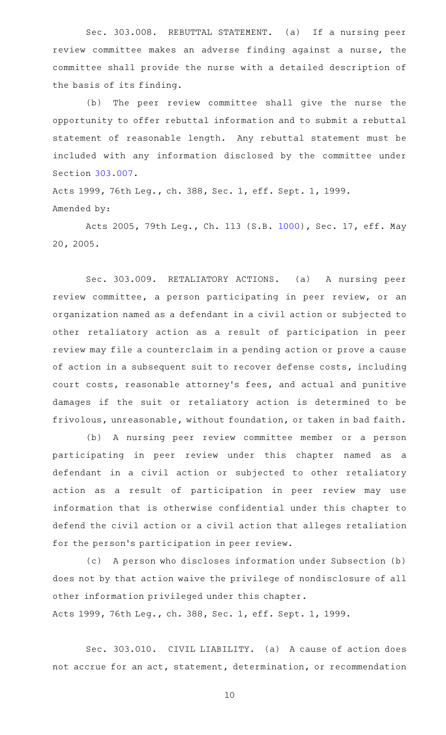Sec. 303.008. REBUTTAL STATEMENT. (a) If a nursing peer review committee makes an adverse finding against a nurse, the committee shall provide the nurse with a detailed description of the basis of its finding.

(b) The peer review committee shall give the nurse the opportunity to offer rebuttal information and to submit a rebuttal statement of reasonable length. Any rebuttal statement must be included with any information disclosed by the committee under Section 303.007.

Acts 1999, 76th Leg., ch. 388, Sec. 1, eff. Sept. 1, 1999.

Amended by:

Acts 2005, 79th Leg., Ch. 113 (S.B. 1000), Sec. 17, eff. May 20, 2005.

Sec. 303.009. RETALIATORY ACTIONS. (a) A nursing peer review committee, a person participating in peer review, or an organization named as a defendant in a civil action or subjected to other retaliatory action as a result of participation in peer review may file a counterclaim in a pending action or prove a cause of action in a subsequent suit to recover defense costs, including court costs, reasonable attorney's fees, and actual and punitive damages if the suit or retaliatory action is determined to be frivolous, unreasonable, without foundation, or taken in bad faith.

(b) A nursing peer review committee member or a person participating in peer review under this chapter named as a defendant in a civil action or subjected to other retaliatory action as a result of participation in peer review may use information that is otherwise confidential under this chapter to defend the civil action or a civil action that alleges retaliation for the person's participation in peer review.

(c) A person who discloses information under Subsection (b) does not by that action waive the privilege of nondisclosure of all other information privileged under this chapter.

Acts 1999, 76th Leg., ch. 388, Sec. 1, eff. Sept. 1, 1999.

Sec. 303.010. CIVIL LIABILITY. (a) A cause of action does not accrue for an act, statement, determination, or recommendation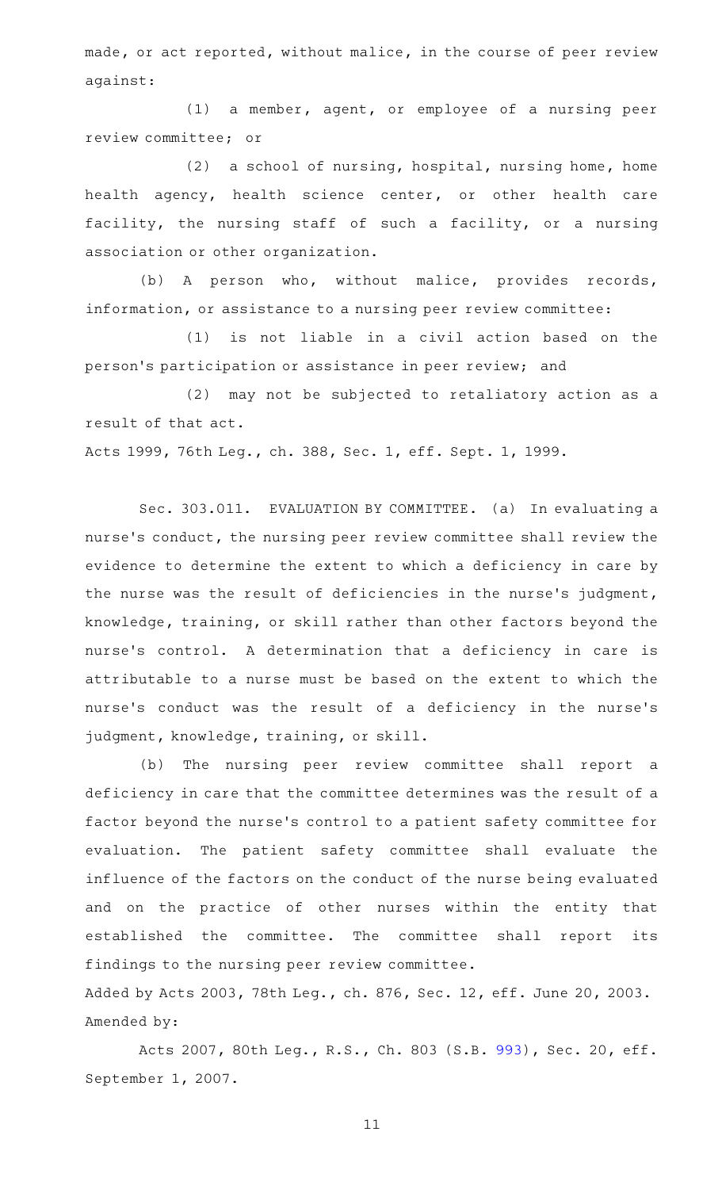made, or act reported, without malice, in the course of peer review against:

(1) a member, agent, or employee of a nursing peer review committee; or

(2) a school of nursing, hospital, nursing home, home health agency, health science center, or other health care facility, the nursing staff of such a facility, or a nursing association or other organization.

(b) A person who, without malice, provides records, information, or assistance to a nursing peer review committee:

(1) is not liable in a civil action based on the person's participation or assistance in peer review; and

(2) may not be subjected to retaliatory action as a result of that act.

Acts 1999, 76th Leg., ch. 388, Sec. 1, eff. Sept. 1, 1999.

Sec. 303.011. EVALUATION BY COMMITTEE. (a) In evaluating a nurse's conduct, the nursing peer review committee shall review the evidence to determine the extent to which a deficiency in care by the nurse was the result of deficiencies in the nurse's judgment, knowledge, training, or skill rather than other factors beyond the nurse's control. A determination that a deficiency in care is attributable to a nurse must be based on the extent to which the nurse's conduct was the result of a deficiency in the nurse's judgment, knowledge, training, or skill.

(b) The nursing peer review committee shall report a deficiency in care that the committee determines was the result of a factor beyond the nurse's control to a patient safety committee for evaluation. The patient safety committee shall evaluate the influence of the factors on the conduct of the nurse being evaluated and on the practice of other nurses within the entity that established the committee. The committee shall report its findings to the nursing peer review committee.

Added by Acts 2003, 78th Leg., ch. 876, Sec. 12, eff. June 20, 2003.
Amended by:

Acts 2007, 80th Leg., R.S., Ch. 803 (S.B. 993), Sec. 20, eff. September 1, 2007.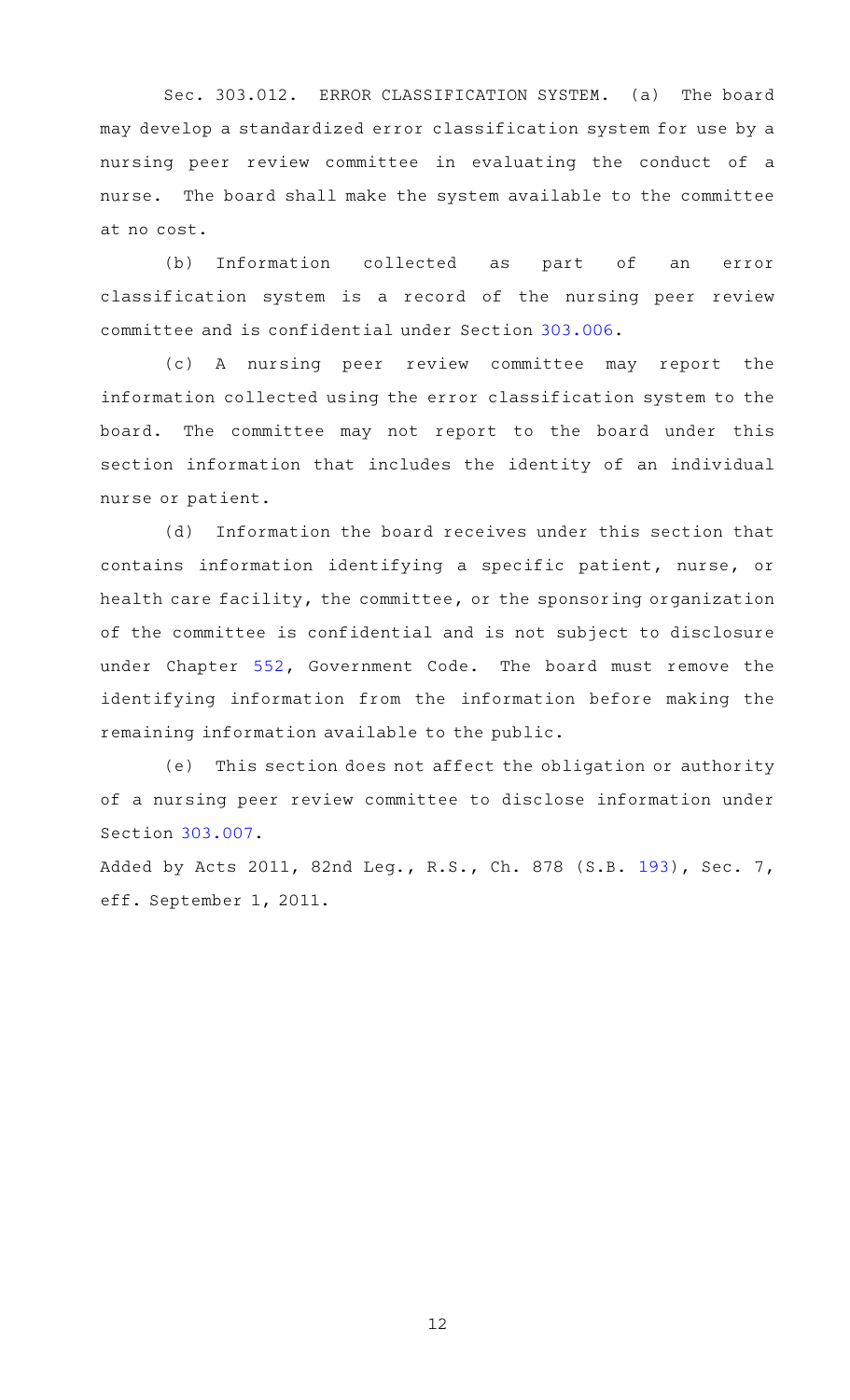Sec. 303.012. ERROR CLASSIFICATION SYSTEM. (a) The board may develop a standardized error classification system for use by a nursing peer review committee in evaluating the conduct of a nurse. The board shall make the system available to the committee at no cost.

(b) Information collected as part of an error classification system is a record of the nursing peer review committee and is confidential under Section 303.006.

(c) A nursing peer review committee may report the information collected using the error classification system to the board. The committee may not report to the board under this section information that includes the identity of an individual nurse or patient.

(d) Information the board receives under this section that contains information identifying a specific patient, nurse, or health care facility, the committee, or the sponsoring organization of the committee is confidential and is not subject to disclosure under Chapter 552, Government Code. The board must remove the identifying information from the information before making the remaining information available to the public.

(e) This section does not affect the obligation or authority of a nursing peer review committee to disclose information under Section 303.007.

Added by Acts 2011, 82nd Leg., R.S., Ch. 878 (S.B. 193), Sec. 7, eff. September 1, 2011.